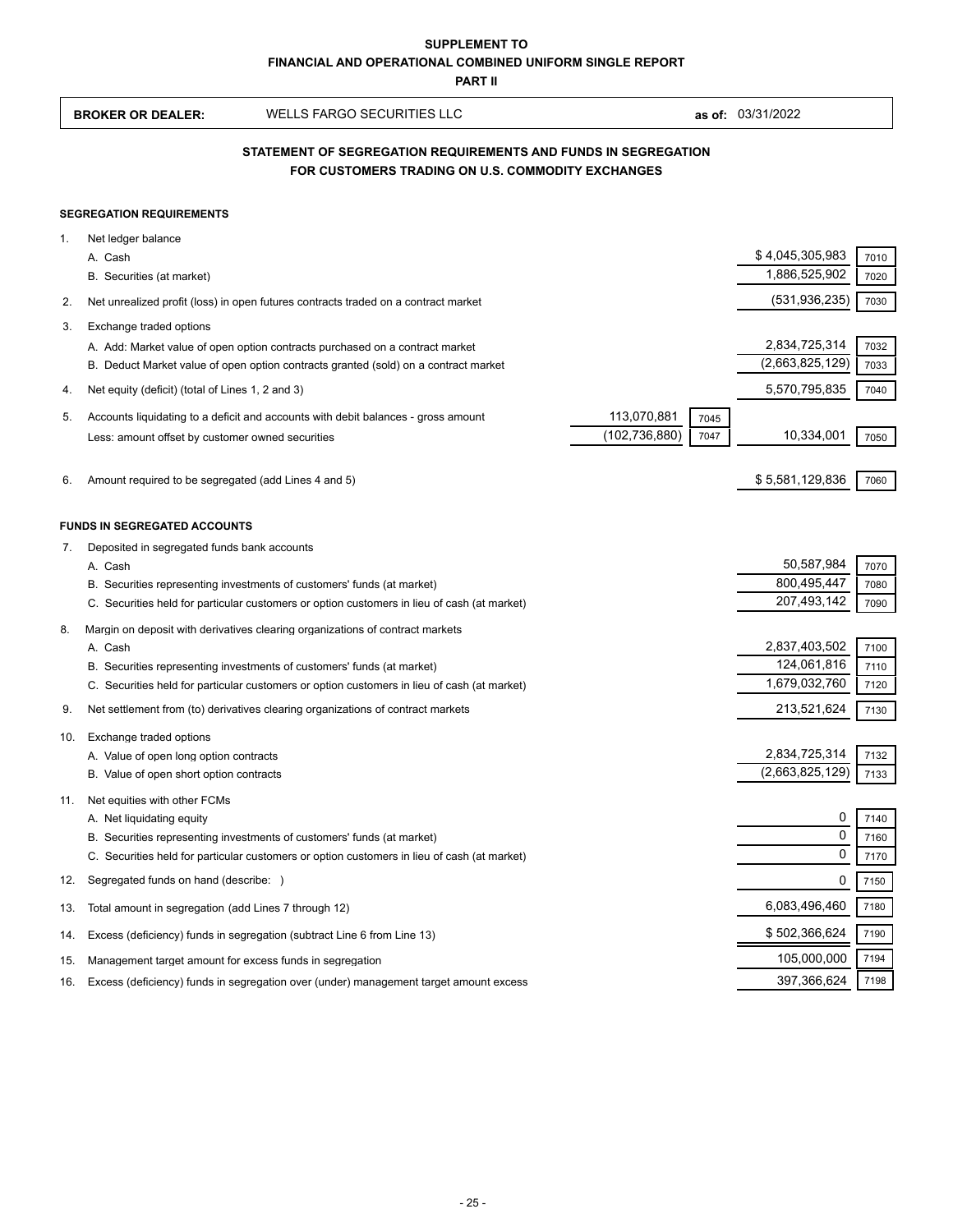**SUPPLEMENT TO**
**FINANCIAL AND OPERATIONAL COMBINED UNIFORM SINGLE REPORT**
**PART II**

**BROKER OR DEALER:** WELLS FARGO SECURITIES LLC **as of:** 03/31/2022

## STATEMENT OF SEGREGATION REQUIREMENTS AND FUNDS IN SEGREGATION FOR CUSTOMERS TRADING ON U.S. COMMODITY EXCHANGES

### SEGREGATION REQUIREMENTS

| | | | | | |
|---|---|---|---|---|---|
| 1. | Net ledger balance | | | | |
| | A. Cash | | | $ 4,045,305,983 | 7010 |
| | B. Securities (at market) | | | 1,886,525,902 | 7020 |
| 2. | Net unrealized profit (loss) in open futures contracts traded on a contract market | | | (531,936,235) | 7030 |
| 3. | Exchange traded options | | | | |
| | A. Add: Market value of open option contracts purchased on a contract market | | | 2,834,725,314 | 7032 |
| | B. Deduct Market value of open option contracts granted (sold) on a contract market | | | (2,663,825,129) | 7033 |
| 4. | Net equity (deficit) (total of Lines 1, 2 and 3) | | | 5,570,795,835 | 7040 |
| 5. | Accounts liquidating to a deficit and accounts with debit balances - gross amount | 113,070,881 | 7045 | | |
| | Less: amount offset by customer owned securities | (102,736,880) | 7047 | 10,334,001 | 7050 |
| 6. | Amount required to be segregated (add Lines 4 and 5) | | | $ 5,581,129,836 | 7060 |

### FUNDS IN SEGREGATED ACCOUNTS

| | | | |
|---|---|---|---|
| 7. | Deposited in segregated funds bank accounts | | |
| | A. Cash | 50,587,984 | 7070 |
| | B. Securities representing investments of customers' funds (at market) | 800,495,447 | 7080 |
| | C. Securities held for particular customers or option customers in lieu of cash (at market) | 207,493,142 | 7090 |
| 8. | Margin on deposit with derivatives clearing organizations of contract markets | | |
| | A. Cash | 2,837,403,502 | 7100 |
| | B. Securities representing investments of customers' funds (at market) | 124,061,816 | 7110 |
| | C. Securities held for particular customers or option customers in lieu of cash (at market) | 1,679,032,760 | 7120 |
| 9. | Net settlement from (to) derivatives clearing organizations of contract markets | 213,521,624 | 7130 |
| 10. | Exchange traded options | | |
| | A. Value of open long option contracts | 2,834,725,314 | 7132 |
| | B. Value of open short option contracts | (2,663,825,129) | 7133 |
| 11. | Net equities with other FCMs | | |
| | A. Net liquidating equity | 0 | 7140 |
| | B. Securities representing investments of customers' funds (at market) | 0 | 7160 |
| | C. Securities held for particular customers or option customers in lieu of cash (at market) | 0 | 7170 |
| 12. | Segregated funds on hand (describe: ) | 0 | 7150 |
| 13. | Total amount in segregation (add Lines 7 through 12) | 6,083,496,460 | 7180 |
| 14. | Excess (deficiency) funds in segregation (subtract Line 6 from Line 13) | $ 502,366,624 | 7190 |
| 15. | Management target amount for excess funds in segregation | 105,000,000 | 7194 |
| 16. | Excess (deficiency) funds in segregation over (under) management target amount excess | 397,366,624 | 7198 |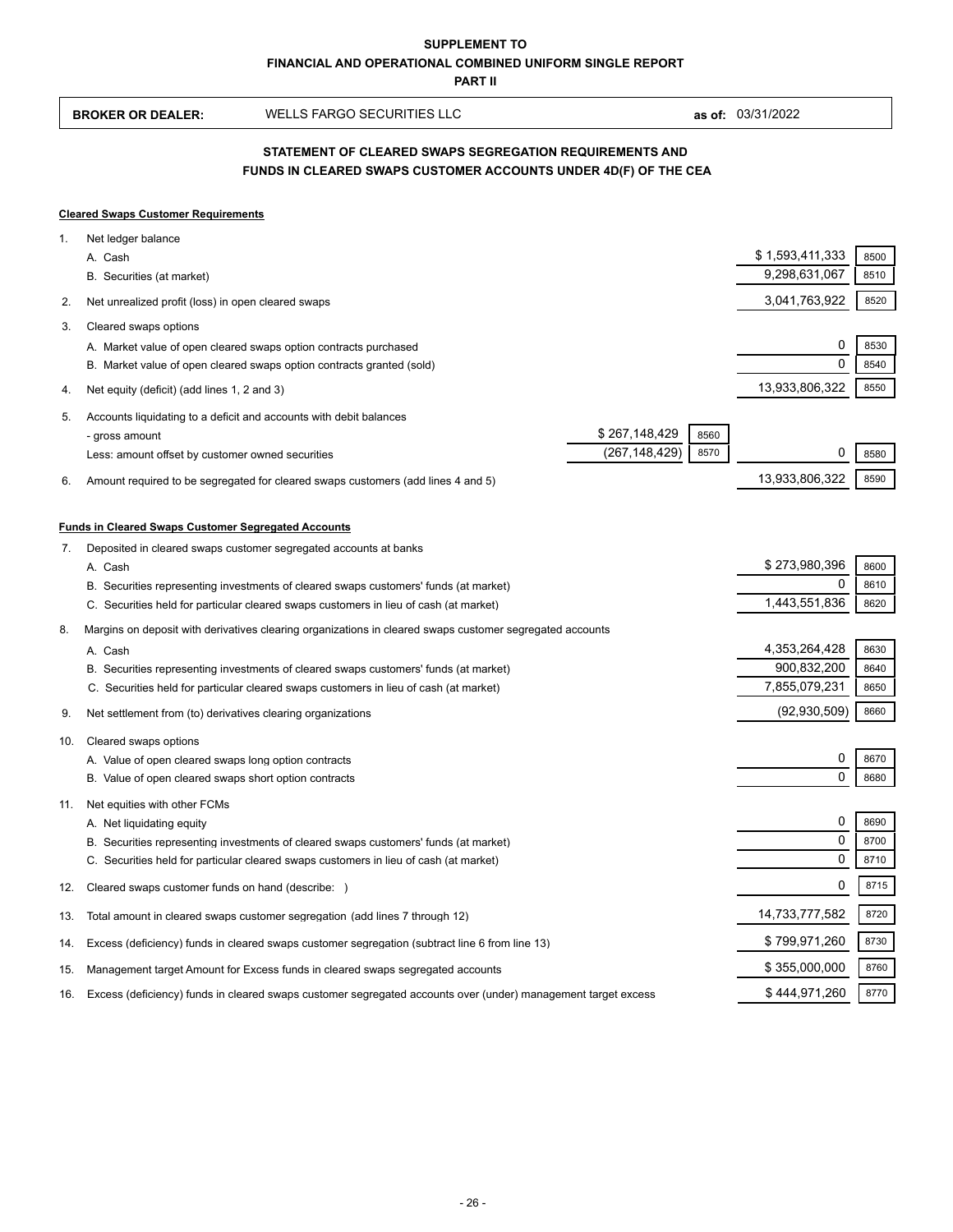**SUPPLEMENT TO**
**FINANCIAL AND OPERATIONAL COMBINED UNIFORM SINGLE REPORT**
**PART II**

**BROKER OR DEALER:** WELLS FARGO SECURITIES LLC **as of:** 03/31/2022

## STATEMENT OF CLEARED SWAPS SEGREGATION REQUIREMENTS AND FUNDS IN CLEARED SWAPS CUSTOMER ACCOUNTS UNDER 4D(F) OF THE CEA

**Cleared Swaps Customer Requirements**

| | | | | | |
|---|---|---|---|---|---|
| 1. | Net ledger balance | | | | |
| | A. Cash | | | $ 1,593,411,333 | 8500 |
| | B. Securities (at market) | | | 9,298,631,067 | 8510 |
| 2. | Net unrealized profit (loss) in open cleared swaps | | | 3,041,763,922 | 8520 |
| 3. | Cleared swaps options | | | | |
| | A. Market value of open cleared swaps option contracts purchased | | | 0 | 8530 |
| | B. Market value of open cleared swaps option contracts granted (sold) | | | 0 | 8540 |
| 4. | Net equity (deficit) (add lines 1, 2 and 3) | | | 13,933,806,322 | 8550 |
| 5. | Accounts liquidating to a deficit and accounts with debit balances | | | | |
| | - gross amount | $ 267,148,429 | 8560 | | |
| | Less: amount offset by customer owned securities | (267,148,429) | 8570 | 0 | 8580 |
| 6. | Amount required to be segregated for cleared swaps customers (add lines 4 and 5) | | | 13,933,806,322 | 8590 |

**Funds in Cleared Swaps Customer Segregated Accounts**

| | | | |
|---|---|---|---|
| 7. | Deposited in cleared swaps customer segregated accounts at banks | | |
| | A. Cash | $ 273,980,396 | 8600 |
| | B. Securities representing investments of cleared swaps customers' funds (at market) | 0 | 8610 |
| | C. Securities held for particular cleared swaps customers in lieu of cash (at market) | 1,443,551,836 | 8620 |
| 8. | Margins on deposit with derivatives clearing organizations in cleared swaps customer segregated accounts | | |
| | A. Cash | 4,353,264,428 | 8630 |
| | B. Securities representing investments of cleared swaps customers' funds (at market) | 900,832,200 | 8640 |
| | C. Securities held for particular cleared swaps customers in lieu of cash (at market) | 7,855,079,231 | 8650 |
| 9. | Net settlement from (to) derivatives clearing organizations | (92,930,509) | 8660 |
| 10. | Cleared swaps options | | |
| | A. Value of open cleared swaps long option contracts | 0 | 8670 |
| | B. Value of open cleared swaps short option contracts | 0 | 8680 |
| 11. | Net equities with other FCMs | | |
| | A. Net liquidating equity | 0 | 8690 |
| | B. Securities representing investments of cleared swaps customers' funds (at market) | 0 | 8700 |
| | C. Securities held for particular cleared swaps customers in lieu of cash (at market) | 0 | 8710 |
| 12. | Cleared swaps customer funds on hand (describe: ) | 0 | 8715 |
| 13. | Total amount in cleared swaps customer segregation (add lines 7 through 12) | 14,733,777,582 | 8720 |
| 14. | Excess (deficiency) funds in cleared swaps customer segregation (subtract line 6 from line 13) | $ 799,971,260 | 8730 |
| 15. | Management target Amount for Excess funds in cleared swaps segregated accounts | $ 355,000,000 | 8760 |
| 16. | Excess (deficiency) funds in cleared swaps customer segregated accounts over (under) management target excess | $ 444,971,260 | 8770 |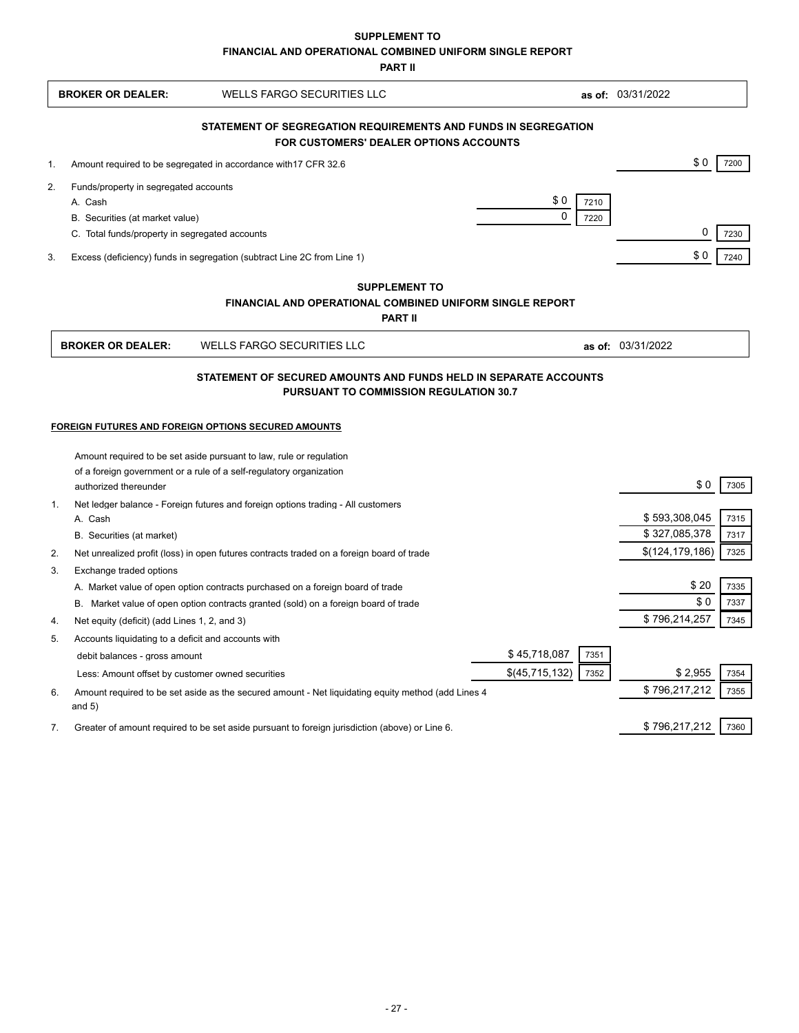**SUPPLEMENT TO**

**FINANCIAL AND OPERATIONAL COMBINED UNIFORM SINGLE REPORT**

**PART II**

| **BROKER OR DEALER:** | WELLS FARGO SECURITIES LLC | **as of:** 03/31/2022 |
|---|---|---|

## STATEMENT OF SEGREGATION REQUIREMENTS AND FUNDS IN SEGREGATION FOR CUSTOMERS' DEALER OPTIONS ACCOUNTS

| | | | | | |
|---|---|---|---|---|---|
| 1. | Amount required to be segregated in accordance with17 CFR 32.6 | | | $ 0 | 7200 |
| 2. | Funds/property in segregated accounts | | | | |
| | A. Cash | $ 0 | 7210 | | |
| | B. Securities (at market value) | 0 | 7220 | | |
| | C. Total funds/property in segregated accounts | | | 0 | 7230 |
| 3. | Excess (deficiency) funds in segregation (subtract Line 2C from Line 1) | | | $ 0 | 7240 |

**SUPPLEMENT TO**

**FINANCIAL AND OPERATIONAL COMBINED UNIFORM SINGLE REPORT**

**PART II**

| **BROKER OR DEALER:** | WELLS FARGO SECURITIES LLC | **as of:** 03/31/2022 |
|---|---|---|

## STATEMENT OF SECURED AMOUNTS AND FUNDS HELD IN SEPARATE ACCOUNTS PURSUANT TO COMMISSION REGULATION 30.7

**FOREIGN FUTURES AND FOREIGN OPTIONS SECURED AMOUNTS**

| | | | | | |
|---|---|---|---|---|---|
| | Amount required to be set aside pursuant to law, rule or regulation of a foreign government or a rule of a self-regulatory organization authorized thereunder | | | $ 0 | 7305 |
| 1. | Net ledger balance - Foreign futures and foreign options trading - All customers | | | | |
| | A. Cash | | | $ 593,308,045 | 7315 |
| | B. Securities (at market) | | | $ 327,085,378 | 7317 |
| 2. | Net unrealized profit (loss) in open futures contracts traded on a foreign board of trade | | | $(124,179,186) | 7325 |
| 3. | Exchange traded options | | | | |
| | A. Market value of open option contracts purchased on a foreign board of trade | | | $ 20 | 7335 |
| | B. Market value of open option contracts granted (sold) on a foreign board of trade | | | $ 0 | 7337 |
| 4. | Net equity (deficit) (add Lines 1, 2, and 3) | | | $ 796,214,257 | 7345 |
| 5. | Accounts liquidating to a deficit and accounts with | | | | |
| | debit balances - gross amount | $ 45,718,087 | 7351 | | |
| | Less: Amount offset by customer owned securities | $(45,715,132) | 7352 | $ 2,955 | 7354 |
| 6. | Amount required to be set aside as the secured amount - Net liquidating equity method (add Lines 4 and 5) | | | $ 796,217,212 | 7355 |
| 7. | Greater of amount required to be set aside pursuant to foreign jurisdiction (above) or Line 6. | | | $ 796,217,212 | 7360 |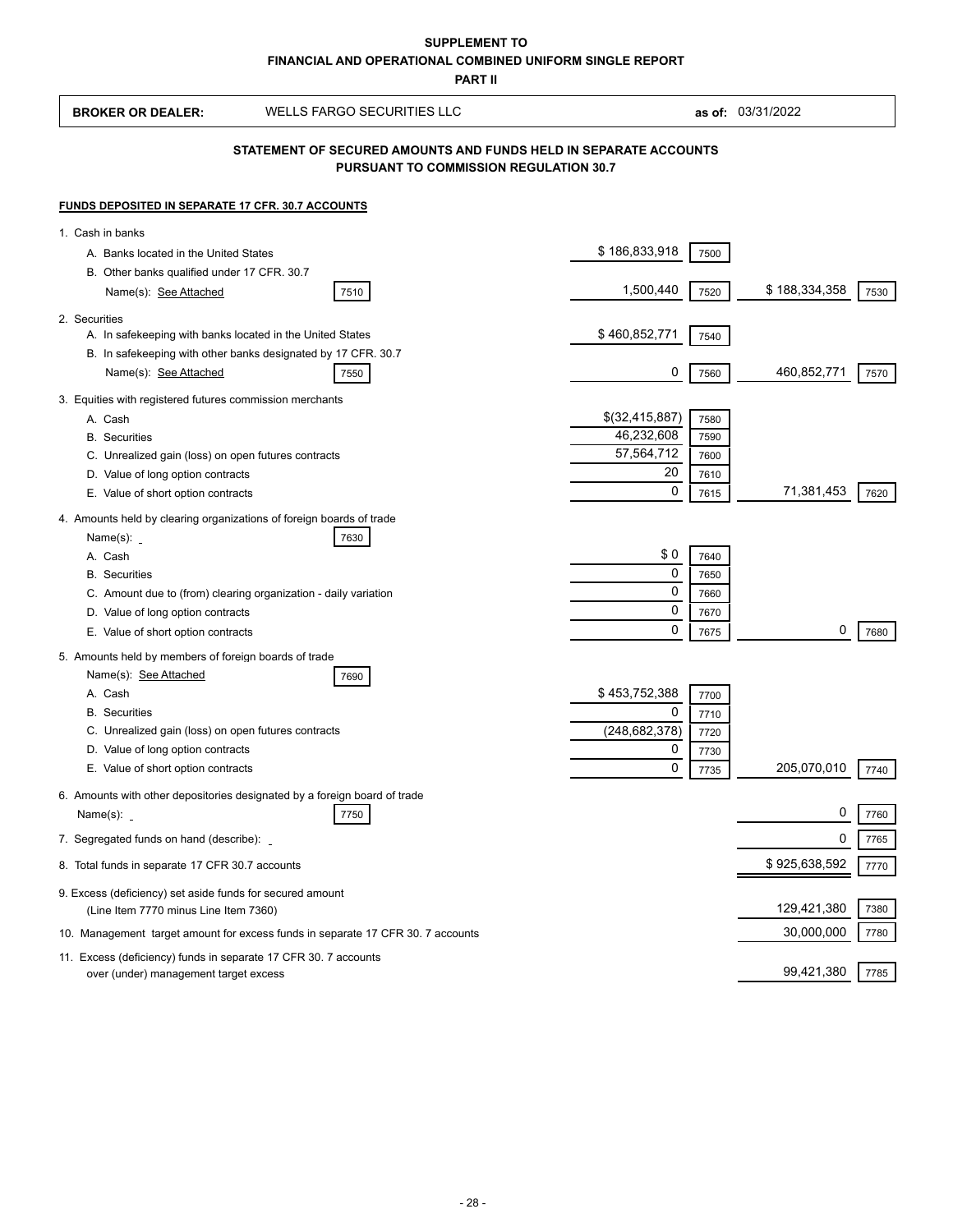**SUPPLEMENT TO**
**FINANCIAL AND OPERATIONAL COMBINED UNIFORM SINGLE REPORT**
**PART II**

**BROKER OR DEALER:** WELLS FARGO SECURITIES LLC **as of:** 03/31/2022

## STATEMENT OF SECURED AMOUNTS AND FUNDS HELD IN SEPARATE ACCOUNTS PURSUANT TO COMMISSION REGULATION 30.7

**FUNDS DEPOSITED IN SEPARATE 17 CFR. 30.7 ACCOUNTS**

| | | | | |
|---|---|---|---|---|
| 1. Cash in banks | | | | |
| A. Banks located in the United States | $ 186,833,918 | 7500 | | |
| B. Other banks qualified under 17 CFR. 30.7 Name(s): See Attached [7510] | 1,500,440 | 7520 | $ 188,334,358 | 7530 |
| 2. Securities | | | | |
| A. In safekeeping with banks located in the United States | $ 460,852,771 | 7540 | | |
| B. In safekeeping with other banks designated by 17 CFR. 30.7 Name(s): See Attached [7550] | 0 | 7560 | 460,852,771 | 7570 |
| 3. Equities with registered futures commission merchants | | | | |
| A. Cash | $(32,415,887) | 7580 | | |
| B. Securities | 46,232,608 | 7590 | | |
| C. Unrealized gain (loss) on open futures contracts | 57,564,712 | 7600 | | |
| D. Value of long option contracts | 20 | 7610 | | |
| E. Value of short option contracts | 0 | 7615 | 71,381,453 | 7620 |
| 4. Amounts held by clearing organizations of foreign boards of trade Name(s): _ [7630] | | | | |
| A. Cash | $ 0 | 7640 | | |
| B. Securities | 0 | 7650 | | |
| C. Amount due to (from) clearing organization - daily variation | 0 | 7660 | | |
| D. Value of long option contracts | 0 | 7670 | | |
| E. Value of short option contracts | 0 | 7675 | 0 | 7680 |
| 5. Amounts held by members of foreign boards of trade Name(s): See Attached [7690] | | | | |
| A. Cash | $ 453,752,388 | 7700 | | |
| B. Securities | 0 | 7710 | | |
| C. Unrealized gain (loss) on open futures contracts | (248,682,378) | 7720 | | |
| D. Value of long option contracts | 0 | 7730 | | |
| E. Value of short option contracts | 0 | 7735 | 205,070,010 | 7740 |
| 6. Amounts with other depositories designated by a foreign board of trade Name(s): _ [7750] | | | 0 | 7760 |
| 7. Segregated funds on hand (describe): _ | | | 0 | 7765 |
| 8. Total funds in separate 17 CFR 30.7 accounts | | | $ 925,638,592 | 7770 |
| 9. Excess (deficiency) set aside funds for secured amount (Line Item 7770 minus Line Item 7360) | | | 129,421,380 | 7380 |
| 10. Management target amount for excess funds in separate 17 CFR 30. 7 accounts | | | 30,000,000 | 7780 |
| 11. Excess (deficiency) funds in separate 17 CFR 30. 7 accounts over (under) management target excess | | | 99,421,380 | 7785 |